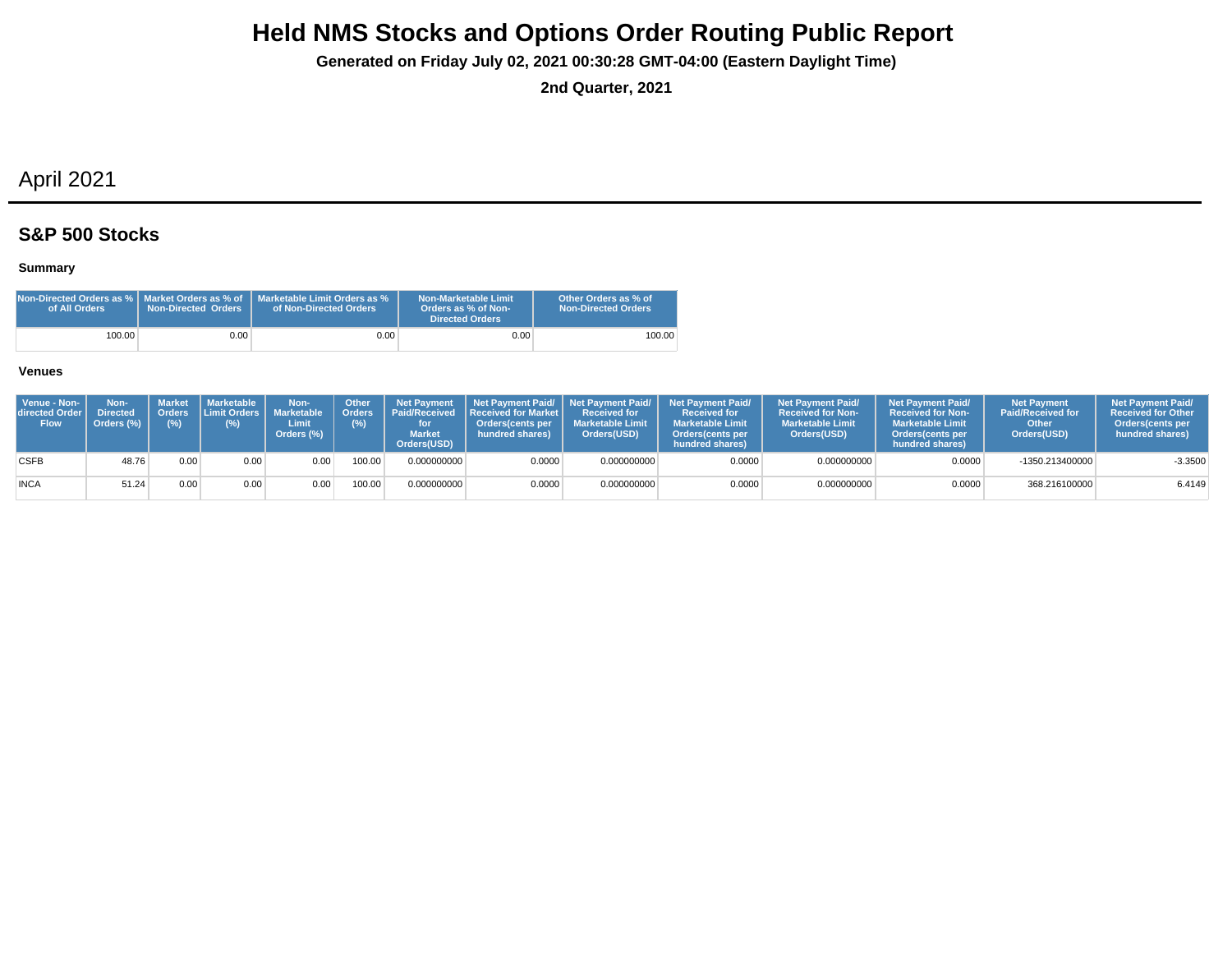# Held NMS Stocks and Options Order Routing Public Report

**Generated on Friday July 02, 2021 00:30:28 GMT-04:00 (Eastern Daylight Time)**

**2nd Quarter, 2021**

## April 2021

### S&P 500 Stocks

#### Summary

| Non-Directed Orders as % of All Orders | Market Orders as % of Non-Directed Orders | Marketable Limit Orders as % of Non-Directed Orders | Non-Marketable Limit Orders as % of Non-Directed Orders | Other Orders as % of Non-Directed Orders |
|---|---|---|---|---|
| 100.00 | 0.00 | 0.00 | 0.00 | 100.00 |

#### Venues

| Venue - Non-directed Order Flow | Non-Directed Orders (%) | Market Orders (%) | Marketable Limit Orders (%) | Non-Marketable Limit Orders (%) | Other Orders (%) | Net Payment Paid/Received for Market Orders(USD) | Net Payment Paid/ Received for Market Orders(cents per hundred shares) | Net Payment Paid/ Received for Marketable Limit Orders(USD) | Net Payment Paid/ Received for Marketable Limit Orders(cents per hundred shares) | Net Payment Paid/ Received for Non-Marketable Limit Orders(USD) | Net Payment Paid/ Received for Non-Marketable Limit Orders(cents per hundred shares) | Net Payment Paid/Received for Other Orders(USD) | Net Payment Paid/ Received for Other Orders(cents per hundred shares) |
|---|---|---|---|---|---|---|---|---|---|---|---|---|---|
| CSFB | 48.76 | 0.00 | 0.00 | 0.00 | 100.00 | 0.000000000 | 0.0000 | 0.000000000 | 0.0000 | 0.000000000 | 0.0000 | -1350.213400000 | -3.3500 |
| INCA | 51.24 | 0.00 | 0.00 | 0.00 | 100.00 | 0.000000000 | 0.0000 | 0.000000000 | 0.0000 | 0.000000000 | 0.0000 | 368.216100000 | 6.4149 |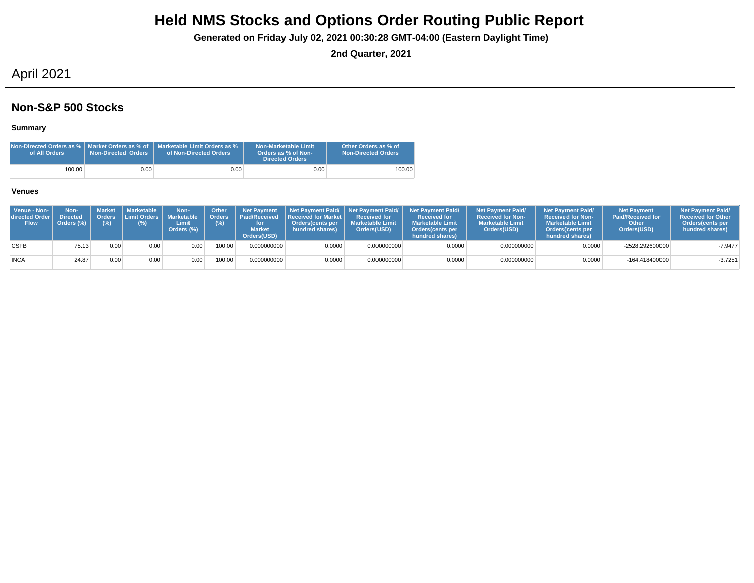# Held NMS Stocks and Options Order Routing Public Report

**Generated on Friday July 02, 2021 00:30:28 GMT-04:00 (Eastern Daylight Time)**

**2nd Quarter, 2021**

## April 2021

### Non-S&P 500 Stocks

#### Summary

| Non-Directed Orders as % of All Orders | Market Orders as % of Non-Directed Orders | Marketable Limit Orders as % of Non-Directed Orders | Non-Marketable Limit Orders as % of Non-Directed Orders | Other Orders as % of Non-Directed Orders |
|---|---|---|---|---|
| 100.00 | 0.00 | 0.00 | 0.00 | 100.00 |

#### Venues

| Venue - Non-directed Order Flow | Non-Directed Orders (%) | Market Orders (%) | Marketable Limit Orders (%) | Non-Marketable Limit Orders (%) | Other Orders (%) | Net Payment Paid/Received for Market Orders(USD) | Net Payment Paid/ Received for Market Orders(cents per hundred shares) | Net Payment Paid/ Received for Marketable Limit Orders(USD) | Net Payment Paid/ Received for Marketable Limit Orders(cents per hundred shares) | Net Payment Paid/ Received for Non-Marketable Limit Orders(USD) | Net Payment Paid/ Received for Non-Marketable Limit Orders(cents per hundred shares) | Net Payment Paid/Received for Other Orders(USD) | Net Payment Paid/ Received for Other Orders(cents per hundred shares) |
|---|---|---|---|---|---|---|---|---|---|---|---|---|---|
| CSFB | 75.13 | 0.00 | 0.00 | 0.00 | 100.00 | 0.000000000 | 0.0000 | 0.000000000 | 0.0000 | 0.000000000 | 0.0000 | -2528.292600000 | -7.9477 |
| INCA | 24.87 | 0.00 | 0.00 | 0.00 | 100.00 | 0.000000000 | 0.0000 | 0.000000000 | 0.0000 | 0.000000000 | 0.0000 | -164.418400000 | -3.7251 |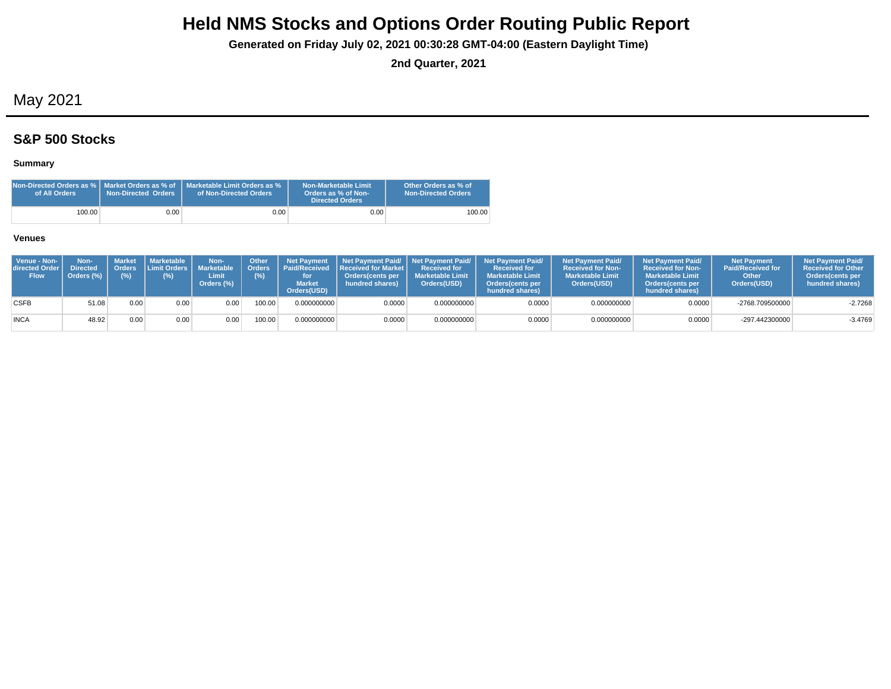# Held NMS Stocks and Options Order Routing Public Report

**Generated on Friday July 02, 2021 00:30:28 GMT-04:00 (Eastern Daylight Time)**

**2nd Quarter, 2021**

## May 2021

### S&P 500 Stocks

#### Summary

| Non-Directed Orders as % of All Orders | Market Orders as % of Non-Directed Orders | Marketable Limit Orders as % of Non-Directed Orders | Non-Marketable Limit Orders as % of Non-Directed Orders | Other Orders as % of Non-Directed Orders |
|---|---|---|---|---|
| 100.00 | 0.00 | 0.00 | 0.00 | 100.00 |

#### Venues

| Venue - Non-directed Order Flow | Non-Directed Orders (%) | Market Orders (%) | Marketable Limit Orders (%) | Non-Marketable Limit Orders (%) | Other Orders (%) | Net Payment Paid/Received for Market Orders(USD) | Net Payment Paid/ Received for Market Orders(cents per hundred shares) | Net Payment Paid/ Received for Marketable Limit Orders(USD) | Net Payment Paid/ Received for Marketable Limit Orders(cents per hundred shares) | Net Payment Paid/ Received for Non-Marketable Limit Orders(USD) | Net Payment Paid/ Received for Non-Marketable Limit Orders(cents per hundred shares) | Net Payment Paid/Received for Other Orders(USD) | Net Payment Paid/ Received for Other Orders(cents per hundred shares) |
|---|---|---|---|---|---|---|---|---|---|---|---|---|---|
| CSFB | 51.08 | 0.00 | 0.00 | 0.00 | 100.00 | 0.000000000 | 0.0000 | 0.000000000 | 0.0000 | 0.000000000 | 0.0000 | -2768.709500000 | -2.7268 |
| INCA | 48.92 | 0.00 | 0.00 | 0.00 | 100.00 | 0.000000000 | 0.0000 | 0.000000000 | 0.0000 | 0.000000000 | 0.0000 | -297.442300000 | -3.4769 |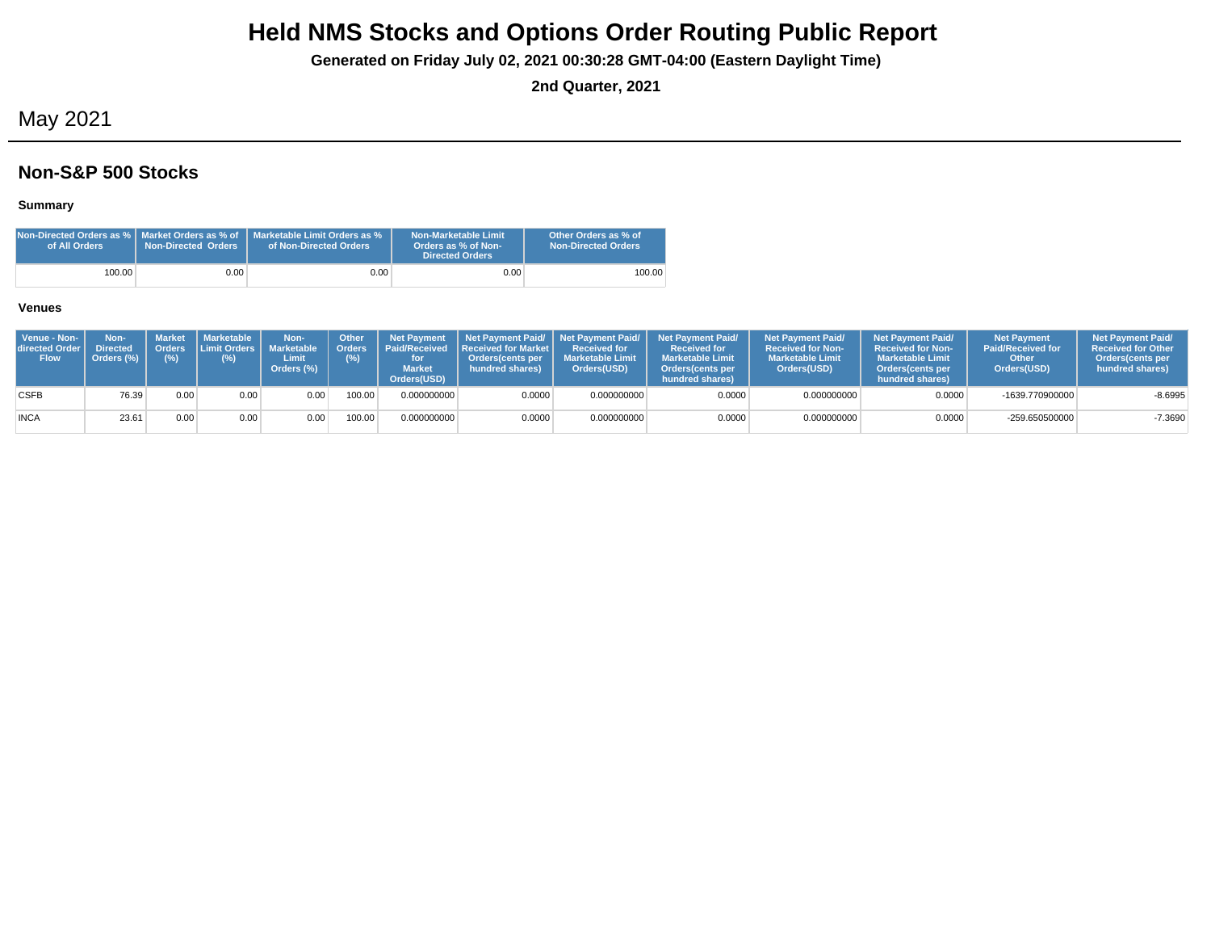# Held NMS Stocks and Options Order Routing Public Report

**Generated on Friday July 02, 2021 00:30:28 GMT-04:00 (Eastern Daylight Time)**

**2nd Quarter, 2021**

## May 2021

## Non-S&P 500 Stocks

### Summary

| Non-Directed Orders as % of All Orders | Market Orders as % of Non-Directed Orders | Marketable Limit Orders as % of Non-Directed Orders | Non-Marketable Limit Orders as % of Non-Directed Orders | Other Orders as % of Non-Directed Orders |
|---|---|---|---|---|
| 100.00 | 0.00 | 0.00 | 0.00 | 100.00 |

### Venues

| Venue - Non-directed Order Flow | Non-Directed Orders (%) | Market Orders (%) | Marketable Limit Orders (%) | Non-Marketable Limit Orders (%) | Other Orders (%) | Net Payment Paid/Received for Market Orders(USD) | Net Payment Paid/ Received for Market Orders(cents per hundred shares) | Net Payment Paid/ Received for Marketable Limit Orders(USD) | Net Payment Paid/ Received for Marketable Limit Orders(cents per hundred shares) | Net Payment Paid/ Received for Non-Marketable Limit Orders(USD) | Net Payment Paid/ Received for Non-Marketable Limit Orders(cents per hundred shares) | Net Payment Paid/Received for Other Orders(USD) | Net Payment Paid/ Received for Other Orders(cents per hundred shares) |
|---|---|---|---|---|---|---|---|---|---|---|---|---|---|
| CSFB | 76.39 | 0.00 | 0.00 | 0.00 | 100.00 | 0.000000000 | 0.0000 | 0.000000000 | 0.0000 | 0.000000000 | 0.0000 | -1639.770900000 | -8.6995 |
| INCA | 23.61 | 0.00 | 0.00 | 0.00 | 100.00 | 0.000000000 | 0.0000 | 0.000000000 | 0.0000 | 0.000000000 | 0.0000 | -259.650500000 | -7.3690 |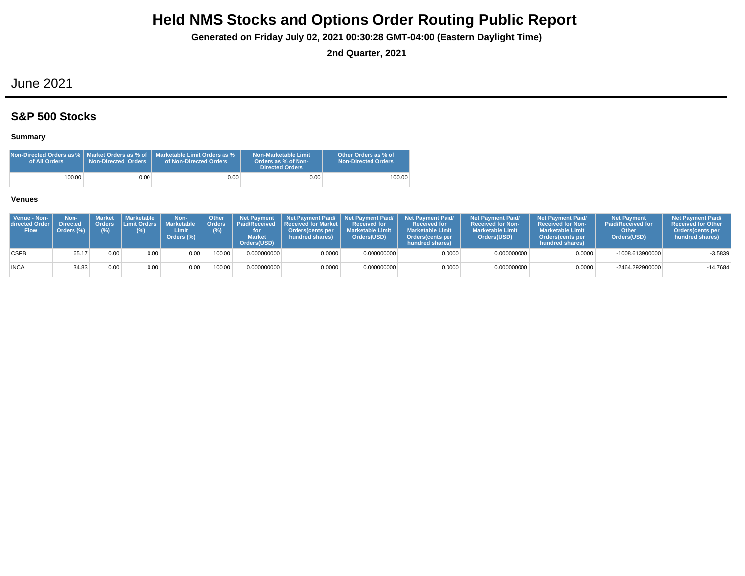# Held NMS Stocks and Options Order Routing Public Report

**Generated on Friday July 02, 2021 00:30:28 GMT-04:00 (Eastern Daylight Time)**

**2nd Quarter, 2021**

## June 2021

### S&P 500 Stocks

#### Summary

| Non-Directed Orders as % of All Orders | Market Orders as % of Non-Directed Orders | Marketable Limit Orders as % of Non-Directed Orders | Non-Marketable Limit Orders as % of Non-Directed Orders | Other Orders as % of Non-Directed Orders |
|---|---|---|---|---|
| 100.00 | 0.00 | 0.00 | 0.00 | 100.00 |

#### Venues

| Venue - Non-directed Order Flow | Non-Directed Orders (%) | Market Orders (%) | Marketable Limit Orders (%) | Non-Marketable Limit Orders (%) | Other Orders (%) | Net Payment Paid/Received for Market Orders(USD) | Net Payment Paid/ Received for Market Orders(cents per hundred shares) | Net Payment Paid/ Received for Marketable Limit Orders(USD) | Net Payment Paid/ Received for Marketable Limit Orders(cents per hundred shares) | Net Payment Paid/ Received for Non-Marketable Limit Orders(USD) | Net Payment Paid/ Received for Non-Marketable Limit Orders(cents per hundred shares) | Net Payment Paid/Received for Other Orders(USD) | Net Payment Paid/ Received for Other Orders(cents per hundred shares) |
|---|---|---|---|---|---|---|---|---|---|---|---|---|---|
| CSFB | 65.17 | 0.00 | 0.00 | 0.00 | 100.00 | 0.000000000 | 0.0000 | 0.000000000 | 0.0000 | 0.000000000 | 0.0000 | -1008.613900000 | -3.5839 |
| INCA | 34.83 | 0.00 | 0.00 | 0.00 | 100.00 | 0.000000000 | 0.0000 | 0.000000000 | 0.0000 | 0.000000000 | 0.0000 | -2464.292900000 | -14.7684 |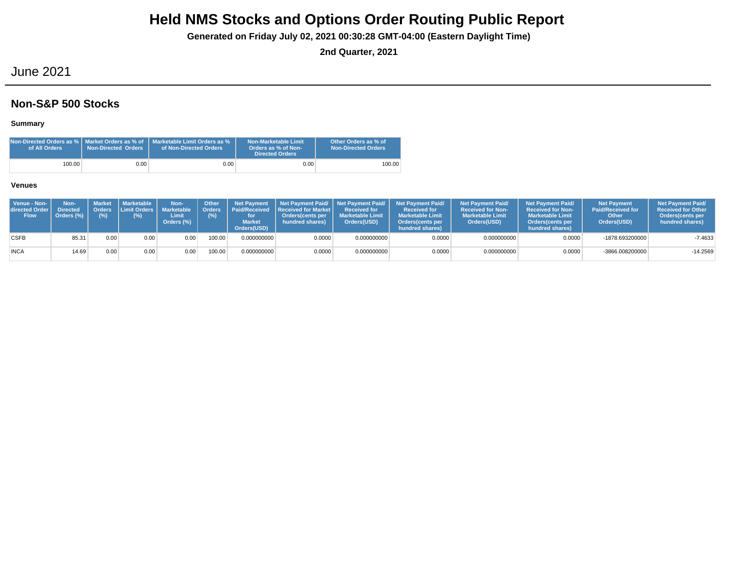# Held NMS Stocks and Options Order Routing Public Report

**Generated on Friday July 02, 2021 00:30:28 GMT-04:00 (Eastern Daylight Time)**

**2nd Quarter, 2021**

## June 2021

## Non-S&P 500 Stocks

### Summary

| Non-Directed Orders as % of All Orders | Market Orders as % of Non-Directed Orders | Marketable Limit Orders as % of Non-Directed Orders | Non-Marketable Limit Orders as % of Non-Directed Orders | Other Orders as % of Non-Directed Orders |
|---|---|---|---|---|
| 100.00 | 0.00 | 0.00 | 0.00 | 100.00 |

### Venues

| Venue - Non-directed Order Flow | Non-Directed Orders (%) | Market Orders (%) | Marketable Limit Orders (%) | Non-Marketable Limit Orders (%) | Other Orders (%) | Net Payment Paid/Received for Market Orders(USD) | Net Payment Paid/ Received for Market Orders(cents per hundred shares) | Net Payment Paid/ Received for Marketable Limit Orders(USD) | Net Payment Paid/ Received for Marketable Limit Orders(cents per hundred shares) | Net Payment Paid/ Received for Non-Marketable Limit Orders(USD) | Net Payment Paid/ Received for Non-Marketable Limit Orders(cents per hundred shares) | Net Payment Paid/Received for Other Orders(USD) | Net Payment Paid/ Received for Other Orders(cents per hundred shares) |
|---|---|---|---|---|---|---|---|---|---|---|---|---|---|
| CSFB | 85.31 | 0.00 | 0.00 | 0.00 | 100.00 | 0.000000000 | 0.0000 | 0.000000000 | 0.0000 | 0.000000000 | 0.0000 | -1878.693200000 | -7.4633 |
| INCA | 14.69 | 0.00 | 0.00 | 0.00 | 100.00 | 0.000000000 | 0.0000 | 0.000000000 | 0.0000 | 0.000000000 | 0.0000 | -3866.008200000 | -14.2569 |